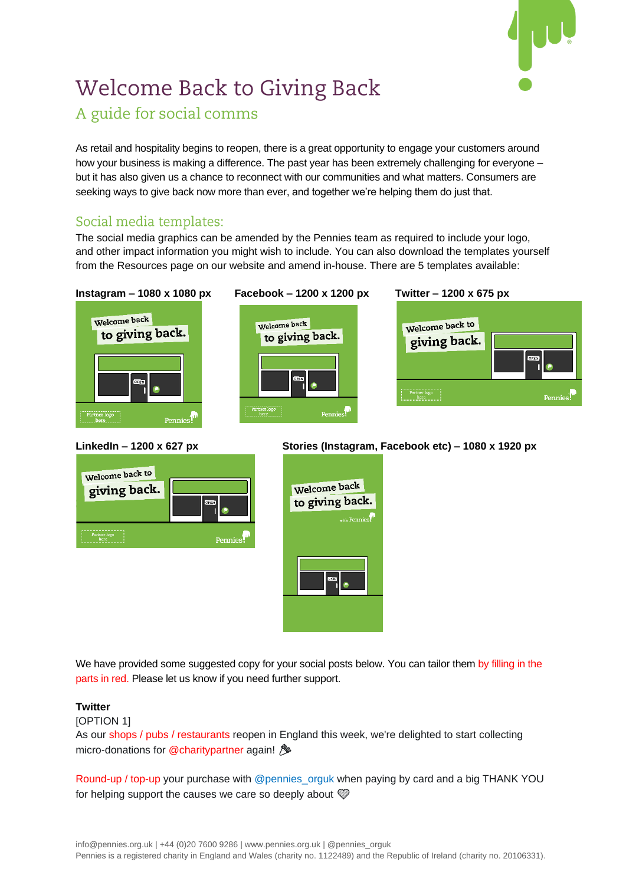# Welcome Back to Giving Back

## A guide for social comms

As retail and hospitality begins to reopen, there is a great opportunity to engage your customers around how your business is making a difference. The past year has been extremely challenging for everyone – but it has also given us a chance to reconnect with our communities and what matters. Consumers are seeking ways to give back now more than ever, and together we're helping them do just that.

## Social media templates:

The social media graphics can be amended by the Pennies team as required to include your logo, and other impact information you might wish to include. You can also download the templates yourself from the Resources page on our website and amend in-house. There are 5 templates available:

**Instagram – 1080 x 1080 px**

**Facebook – 1200 x 1200 px**

**Twitter – 1200 x 675 px**

**LinkedIn – 1200 x 627 px**

**Stories (Instagram, Facebook etc) – 1080 x 1920 px**

We have provided some suggested copy for your social posts below. You can tailor them by filling in the parts in red. Please let us know if you need further support.

**Twitter**

[OPTION 1]

As our shops / pubs / restaurants reopen in England this week, we're delighted to start collecting micro-donations for @charitypartner again! 🎉

Round-up / top-up your purchase with @pennies_orguk when paying by card and a big THANK YOU for helping support the causes we care so deeply about 💚

info@pennies.org.uk | +44 (0)20 7600 9286 | www.pennies.org.uk | @pennies_orguk
Pennies is a registered charity in England and Wales (charity no. 1122489) and the Republic of Ireland (charity no. 20106331).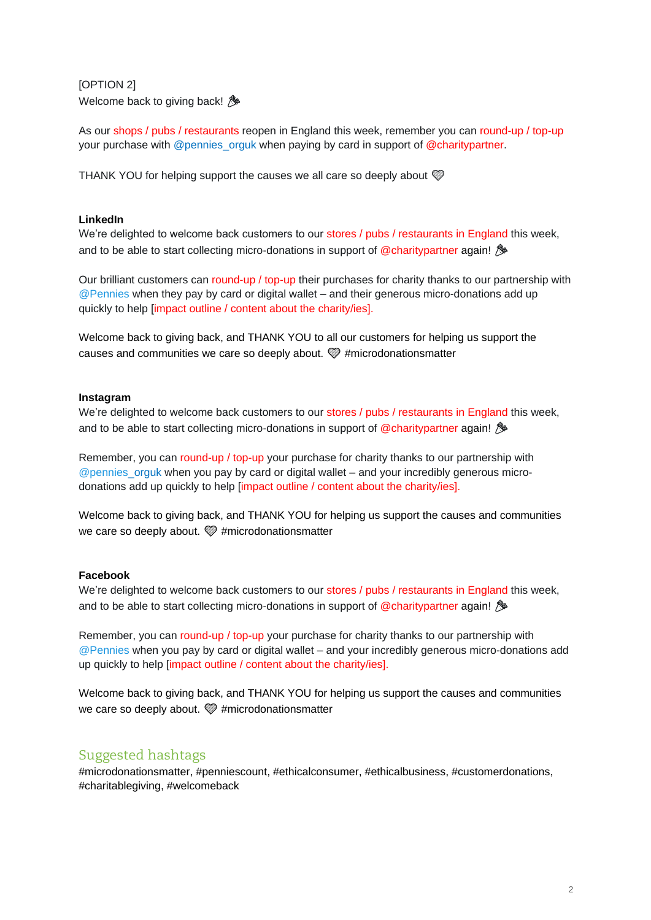[OPTION 2]
Welcome back to giving back! 🎉

As our shops / pubs / restaurants reopen in England this week, remember you can round-up / top-up your purchase with @pennies_orguk when paying by card in support of @charitypartner.

THANK YOU for helping support the causes we all care so deeply about 💜

**LinkedIn**
We're delighted to welcome back customers to our stores / pubs / restaurants in England this week, and to be able to start collecting micro-donations in support of @charitypartner again! 🎉

Our brilliant customers can round-up / top-up their purchases for charity thanks to our partnership with @Pennies when they pay by card or digital wallet – and their generous micro-donations add up quickly to help [impact outline / content about the charity/ies].

Welcome back to giving back, and THANK YOU to all our customers for helping us support the causes and communities we care so deeply about. 💜 #microdonationsmatter

**Instagram**
We're delighted to welcome back customers to our stores / pubs / restaurants in England this week, and to be able to start collecting micro-donations in support of @charitypartner again! 🎉

Remember, you can round-up / top-up your purchase for charity thanks to our partnership with @pennies_orguk when you pay by card or digital wallet – and your incredibly generous micro-donations add up quickly to help [impact outline / content about the charity/ies].

Welcome back to giving back, and THANK YOU for helping us support the causes and communities we care so deeply about. 💜 #microdonationsmatter

**Facebook**
We're delighted to welcome back customers to our stores / pubs / restaurants in England this week, and to be able to start collecting micro-donations in support of @charitypartner again! 🎉

Remember, you can round-up / top-up your purchase for charity thanks to our partnership with @Pennies when you pay by card or digital wallet – and your incredibly generous micro-donations add up quickly to help [impact outline / content about the charity/ies].

Welcome back to giving back, and THANK YOU for helping us support the causes and communities we care so deeply about. 💜 #microdonationsmatter

## Suggested hashtags

#microdonationsmatter, #penniescount, #ethicalconsumer, #ethicalbusiness, #customerdonations, #charitablegiving, #welcomeback